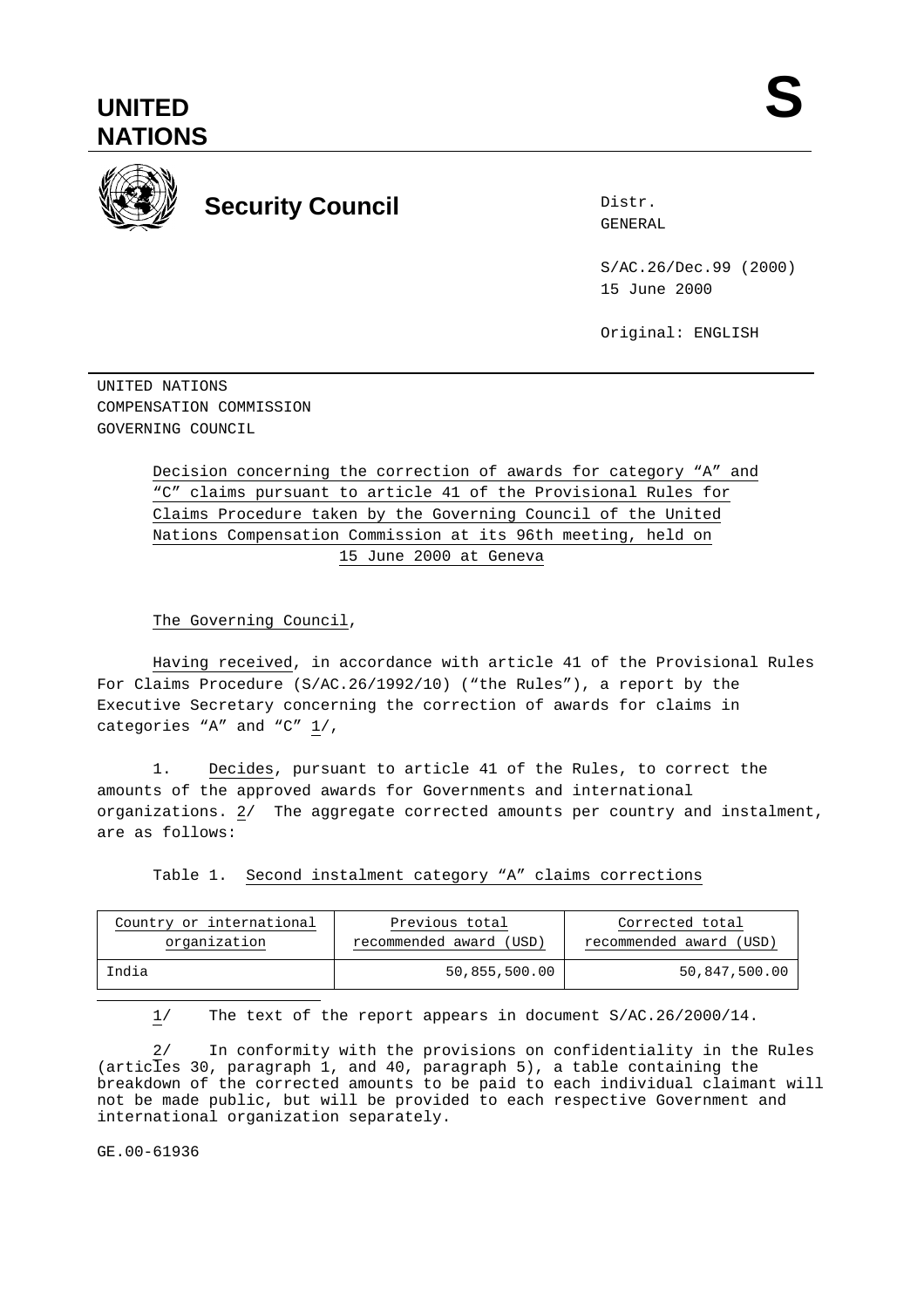# UNITED NATIONS

# S

## Security Council

Distr.
GENERAL

S/AC.26/Dec.99 (2000)
15 June 2000

Original: ENGLISH

UNITED NATIONS
COMPENSATION COMMISSION
GOVERNING COUNCIL

Decision concerning the correction of awards for category “A” and “C” claims pursuant to article 41 of the Provisional Rules for Claims Procedure taken by the Governing Council of the United Nations Compensation Commission at its 96th meeting, held on 15 June 2000 at Geneva

The Governing Council,

Having received, in accordance with article 41 of the Provisional Rules For Claims Procedure (S/AC.26/1992/10) (“the Rules”), a report by the Executive Secretary concerning the correction of awards for claims in categories “A” and “C” 1/,

1. Decides, pursuant to article 41 of the Rules, to correct the amounts of the approved awards for Governments and international organizations. 2/ The aggregate corrected amounts per country and instalment, are as follows:

Table 1. Second instalment category “A” claims corrections

| Country or international organization | Previous total recommended award (USD) | Corrected total recommended award (USD) |
|---|---|---|
| India | 50,855,500.00 | 50,847,500.00 |

1/ The text of the report appears in document S/AC.26/2000/14.

2/ In conformity with the provisions on confidentiality in the Rules (articles 30, paragraph 1, and 40, paragraph 5), a table containing the breakdown of the corrected amounts to be paid to each individual claimant will not be made public, but will be provided to each respective Government and international organization separately.

GE.00-61936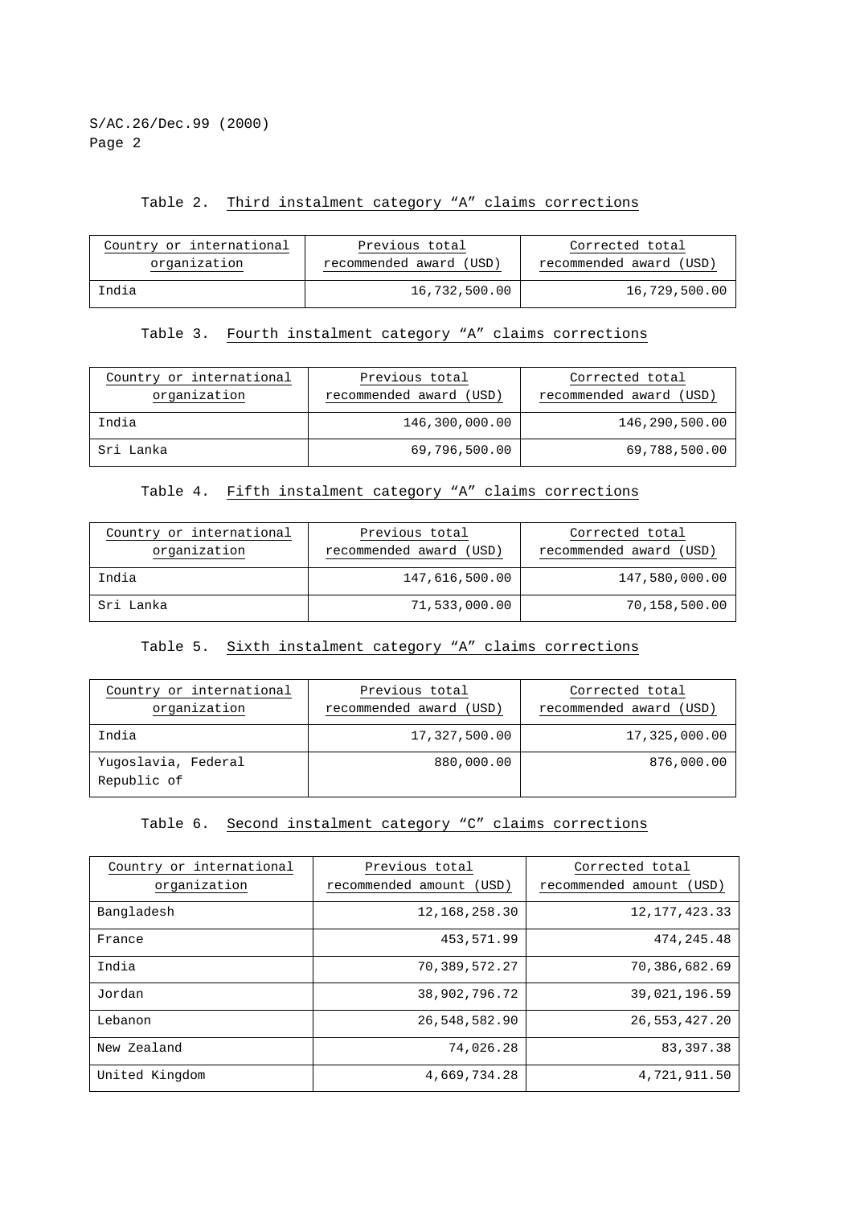Table 2. Third instalment category "A" claims corrections

| Country or international organization | Previous total recommended award (USD) | Corrected total recommended award (USD) |
|---|---:|---:|
| India | 16,732,500.00 | 16,729,500.00 |

Table 3. Fourth instalment category "A" claims corrections

| Country or international organization | Previous total recommended award (USD) | Corrected total recommended award (USD) |
|---|---:|---:|
| India | 146,300,000.00 | 146,290,500.00 |
| Sri Lanka | 69,796,500.00 | 69,788,500.00 |

Table 4. Fifth instalment category "A" claims corrections

| Country or international organization | Previous total recommended award (USD) | Corrected total recommended award (USD) |
|---|---:|---:|
| India | 147,616,500.00 | 147,580,000.00 |
| Sri Lanka | 71,533,000.00 | 70,158,500.00 |

Table 5. Sixth instalment category "A" claims corrections

| Country or international organization | Previous total recommended award (USD) | Corrected total recommended award (USD) |
|---|---:|---:|
| India | 17,327,500.00 | 17,325,000.00 |
| Yugoslavia, Federal Republic of | 880,000.00 | 876,000.00 |

Table 6. Second instalment category "C" claims corrections

| Country or international organization | Previous total recommended amount (USD) | Corrected total recommended amount (USD) |
|---|---:|---:|
| Bangladesh | 12,168,258.30 | 12,177,423.33 |
| France | 453,571.99 | 474,245.48 |
| India | 70,389,572.27 | 70,386,682.69 |
| Jordan | 38,902,796.72 | 39,021,196.59 |
| Lebanon | 26,548,582.90 | 26,553,427.20 |
| New Zealand | 74,026.28 | 83,397.38 |
| United Kingdom | 4,669,734.28 | 4,721,911.50 |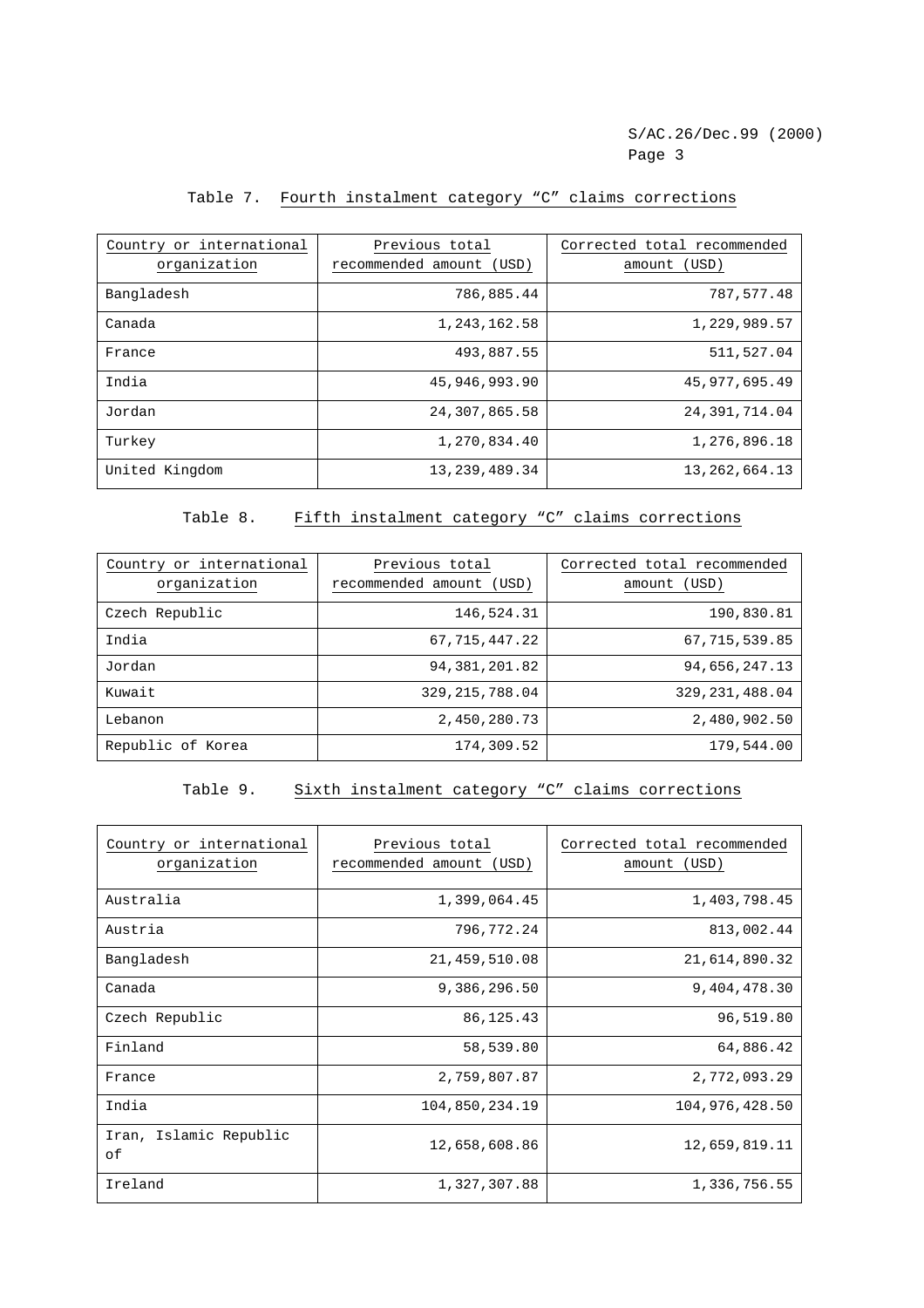Table 7. Fourth instalment category “C” claims corrections

| Country or international organization | Previous total recommended amount (USD) | Corrected total recommended amount (USD) |
|---|---:|---:|
| Bangladesh | 786,885.44 | 787,577.48 |
| Canada | 1,243,162.58 | 1,229,989.57 |
| France | 493,887.55 | 511,527.04 |
| India | 45,946,993.90 | 45,977,695.49 |
| Jordan | 24,307,865.58 | 24,391,714.04 |
| Turkey | 1,270,834.40 | 1,276,896.18 |
| United Kingdom | 13,239,489.34 | 13,262,664.13 |

Table 8. Fifth instalment category “C” claims corrections

| Country or international organization | Previous total recommended amount (USD) | Corrected total recommended amount (USD) |
|---|---:|---:|
| Czech Republic | 146,524.31 | 190,830.81 |
| India | 67,715,447.22 | 67,715,539.85 |
| Jordan | 94,381,201.82 | 94,656,247.13 |
| Kuwait | 329,215,788.04 | 329,231,488.04 |
| Lebanon | 2,450,280.73 | 2,480,902.50 |
| Republic of Korea | 174,309.52 | 179,544.00 |

Table 9. Sixth instalment category “C” claims corrections

| Country or international organization | Previous total recommended amount (USD) | Corrected total recommended amount (USD) |
|---|---:|---:|
| Australia | 1,399,064.45 | 1,403,798.45 |
| Austria | 796,772.24 | 813,002.44 |
| Bangladesh | 21,459,510.08 | 21,614,890.32 |
| Canada | 9,386,296.50 | 9,404,478.30 |
| Czech Republic | 86,125.43 | 96,519.80 |
| Finland | 58,539.80 | 64,886.42 |
| France | 2,759,807.87 | 2,772,093.29 |
| India | 104,850,234.19 | 104,976,428.50 |
| Iran, Islamic Republic of | 12,658,608.86 | 12,659,819.11 |
| Ireland | 1,327,307.88 | 1,336,756.55 |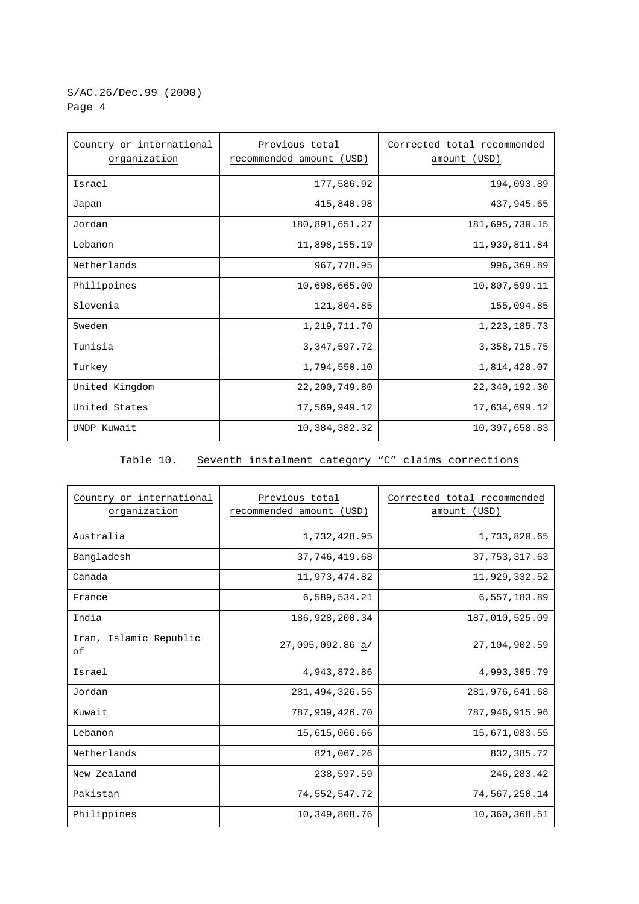| Country or international organization | Previous total recommended amount (USD) | Corrected total recommended amount (USD) |
|---|---|---|
| Israel | 177,586.92 | 194,093.89 |
| Japan | 415,840.98 | 437,945.65 |
| Jordan | 180,891,651.27 | 181,695,730.15 |
| Lebanon | 11,898,155.19 | 11,939,811.84 |
| Netherlands | 967,778.95 | 996,369.89 |
| Philippines | 10,698,665.00 | 10,807,599.11 |
| Slovenia | 121,804.85 | 155,094.85 |
| Sweden | 1,219,711.70 | 1,223,185.73 |
| Tunisia | 3,347,597.72 | 3,358,715.75 |
| Turkey | 1,794,550.10 | 1,814,428.07 |
| United Kingdom | 22,200,749.80 | 22,340,192.30 |
| United States | 17,569,949.12 | 17,634,699.12 |
| UNDP Kuwait | 10,384,382.32 | 10,397,658.83 |

Table 10. Seventh instalment category "C" claims corrections

| Country or international organization | Previous total recommended amount (USD) | Corrected total recommended amount (USD) |
|---|---|---|
| Australia | 1,732,428.95 | 1,733,820.65 |
| Bangladesh | 37,746,419.68 | 37,753,317.63 |
| Canada | 11,973,474.82 | 11,929,332.52 |
| France | 6,589,534.21 | 6,557,183.89 |
| India | 186,928,200.34 | 187,010,525.09 |
| Iran, Islamic Republic of | 27,095,092.86 a/ | 27,104,902.59 |
| Israel | 4,943,872.86 | 4,993,305.79 |
| Jordan | 281,494,326.55 | 281,976,641.68 |
| Kuwait | 787,939,426.70 | 787,946,915.96 |
| Lebanon | 15,615,066.66 | 15,671,083.55 |
| Netherlands | 821,067.26 | 832,385.72 |
| New Zealand | 238,597.59 | 246,283.42 |
| Pakistan | 74,552,547.72 | 74,567,250.14 |
| Philippines | 10,349,808.76 | 10,360,368.51 |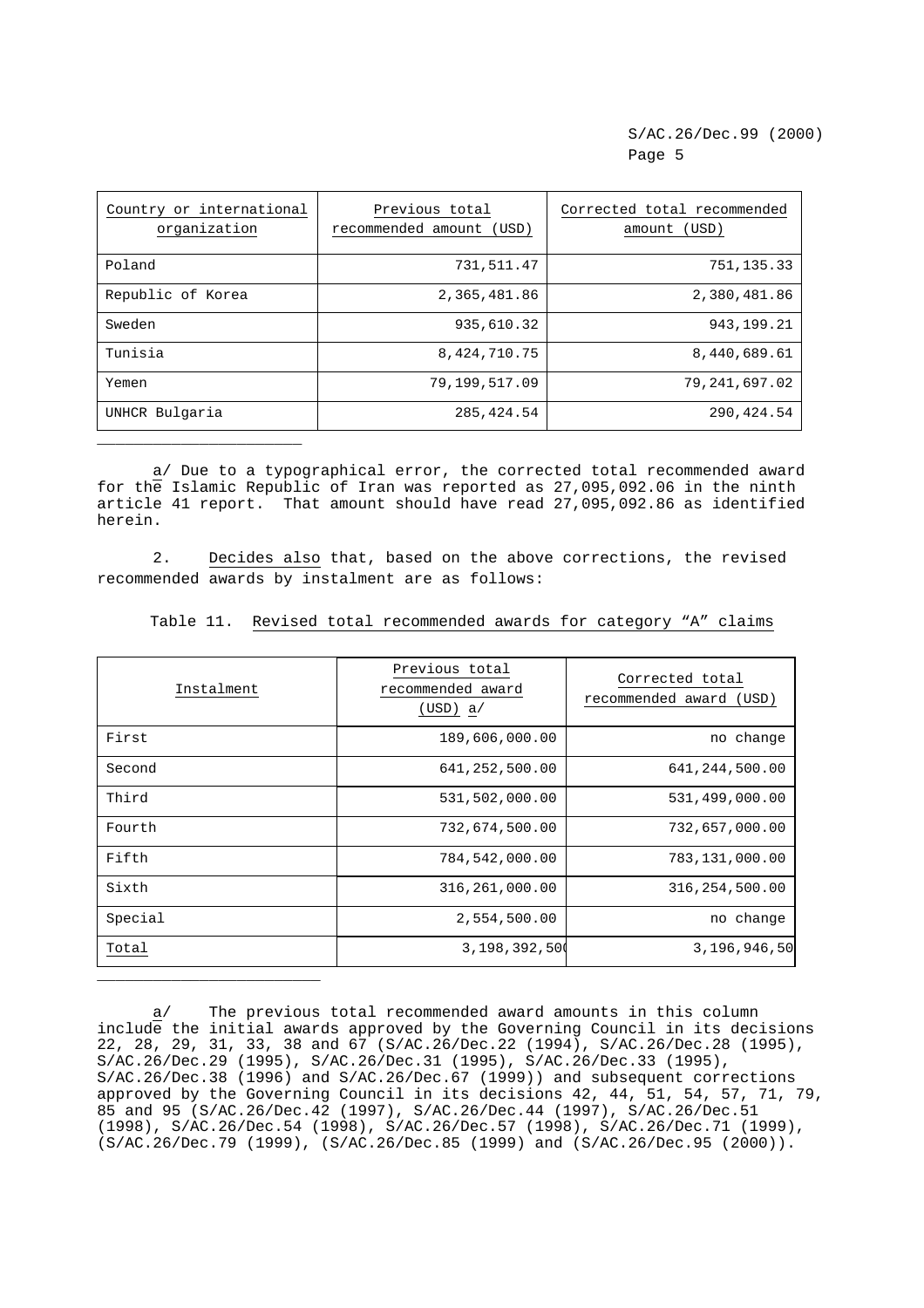| Country or international organization | Previous total recommended amount (USD) | Corrected total recommended amount (USD) |
|---|---|---|
| Poland | 731,511.47 | 751,135.33 |
| Republic of Korea | 2,365,481.86 | 2,380,481.86 |
| Sweden | 935,610.32 | 943,199.21 |
| Tunisia | 8,424,710.75 | 8,440,689.61 |
| Yemen | 79,199,517.09 | 79,241,697.02 |
| UNHCR Bulgaria | 285,424.54 | 290,424.54 |

a/ Due to a typographical error, the corrected total recommended award for the Islamic Republic of Iran was reported as 27,095,092.06 in the ninth article 41 report. That amount should have read 27,095,092.86 as identified herein.

2. Decides also that, based on the above corrections, the revised recommended awards by instalment are as follows:

Table 11. Revised total recommended awards for category "A" claims

| Instalment | Previous total recommended award (USD) a/ | Corrected total recommended award (USD) |
|---|---|---|
| First | 189,606,000.00 | no change |
| Second | 641,252,500.00 | 641,244,500.00 |
| Third | 531,502,000.00 | 531,499,000.00 |
| Fourth | 732,674,500.00 | 732,657,000.00 |
| Fifth | 784,542,000.00 | 783,131,000.00 |
| Sixth | 316,261,000.00 | 316,254,500.00 |
| Special | 2,554,500.00 | no change |
| Total | 3,198,392,500 | 3,196,946,50 |

a/ The previous total recommended award amounts in this column include the initial awards approved by the Governing Council in its decisions 22, 28, 29, 31, 33, 38 and 67 (S/AC.26/Dec.22 (1994), S/AC.26/Dec.28 (1995), S/AC.26/Dec.29 (1995), S/AC.26/Dec.31 (1995), S/AC.26/Dec.33 (1995), S/AC.26/Dec.38 (1996) and S/AC.26/Dec.67 (1999)) and subsequent corrections approved by the Governing Council in its decisions 42, 44, 51, 54, 57, 71, 79, 85 and 95 (S/AC.26/Dec.42 (1997), S/AC.26/Dec.44 (1997), S/AC.26/Dec.51 (1998), S/AC.26/Dec.54 (1998), S/AC.26/Dec.57 (1998), S/AC.26/Dec.71 (1999), (S/AC.26/Dec.79 (1999), (S/AC.26/Dec.85 (1999) and (S/AC.26/Dec.95 (2000)).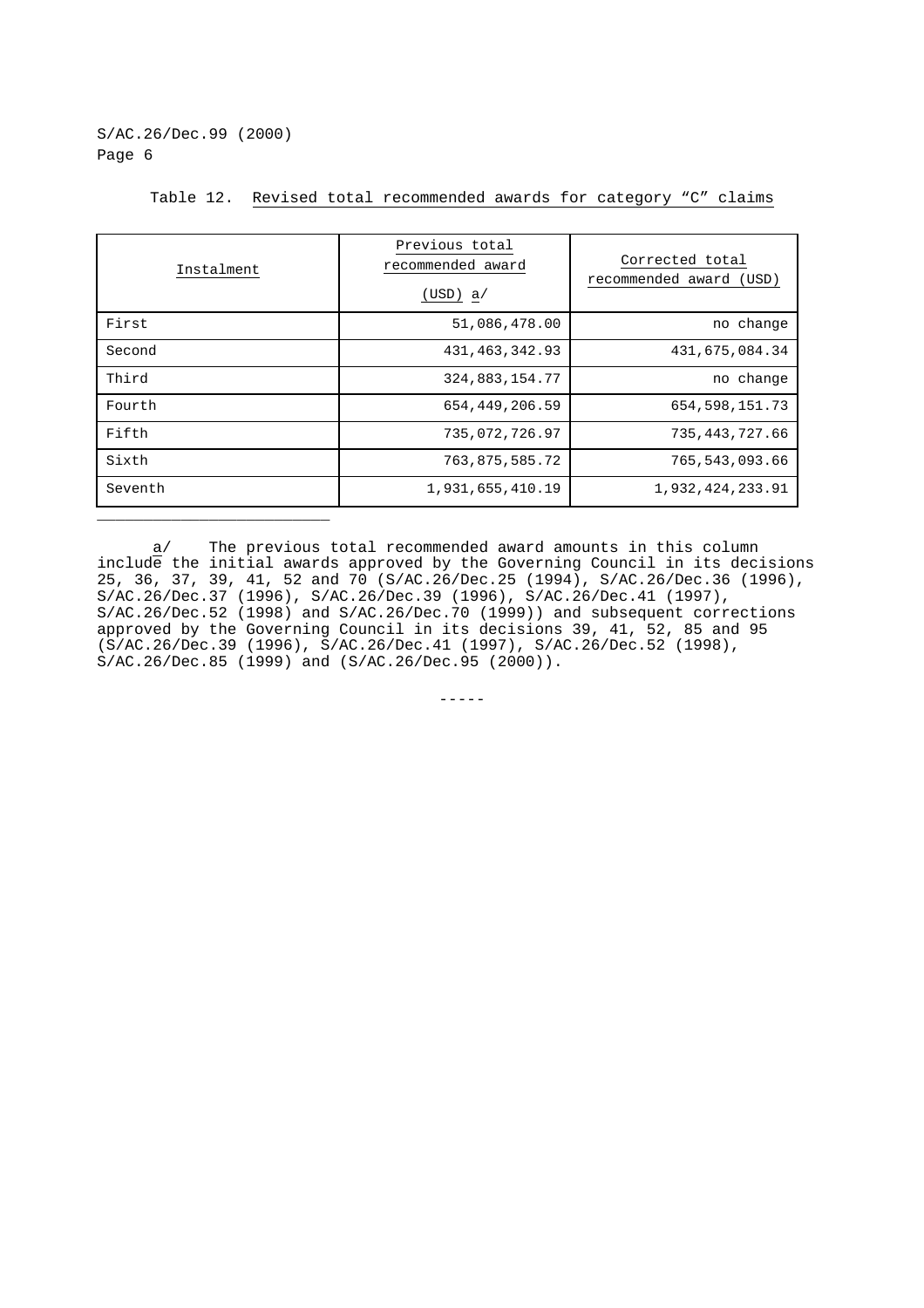Table 12. Revised total recommended awards for category “C” claims

| Instalment | Previous total recommended award (USD) a/ | Corrected total recommended award (USD) |
| --- | --- | --- |
| First | 51,086,478.00 | no change |
| Second | 431,463,342.93 | 431,675,084.34 |
| Third | 324,883,154.77 | no change |
| Fourth | 654,449,206.59 | 654,598,151.73 |
| Fifth | 735,072,726.97 | 735,443,727.66 |
| Sixth | 763,875,585.72 | 765,543,093.66 |
| Seventh | 1,931,655,410.19 | 1,932,424,233.91 |

a/ The previous total recommended award amounts in this column include the initial awards approved by the Governing Council in its decisions 25, 36, 37, 39, 41, 52 and 70 (S/AC.26/Dec.25 (1994), S/AC.26/Dec.36 (1996), S/AC.26/Dec.37 (1996), S/AC.26/Dec.39 (1996), S/AC.26/Dec.41 (1997), S/AC.26/Dec.52 (1998) and S/AC.26/Dec.70 (1999)) and subsequent corrections approved by the Governing Council in its decisions 39, 41, 52, 85 and 95 (S/AC.26/Dec.39 (1996), S/AC.26/Dec.41 (1997), S/AC.26/Dec.52 (1998), S/AC.26/Dec.85 (1999) and (S/AC.26/Dec.95 (2000)).

-----